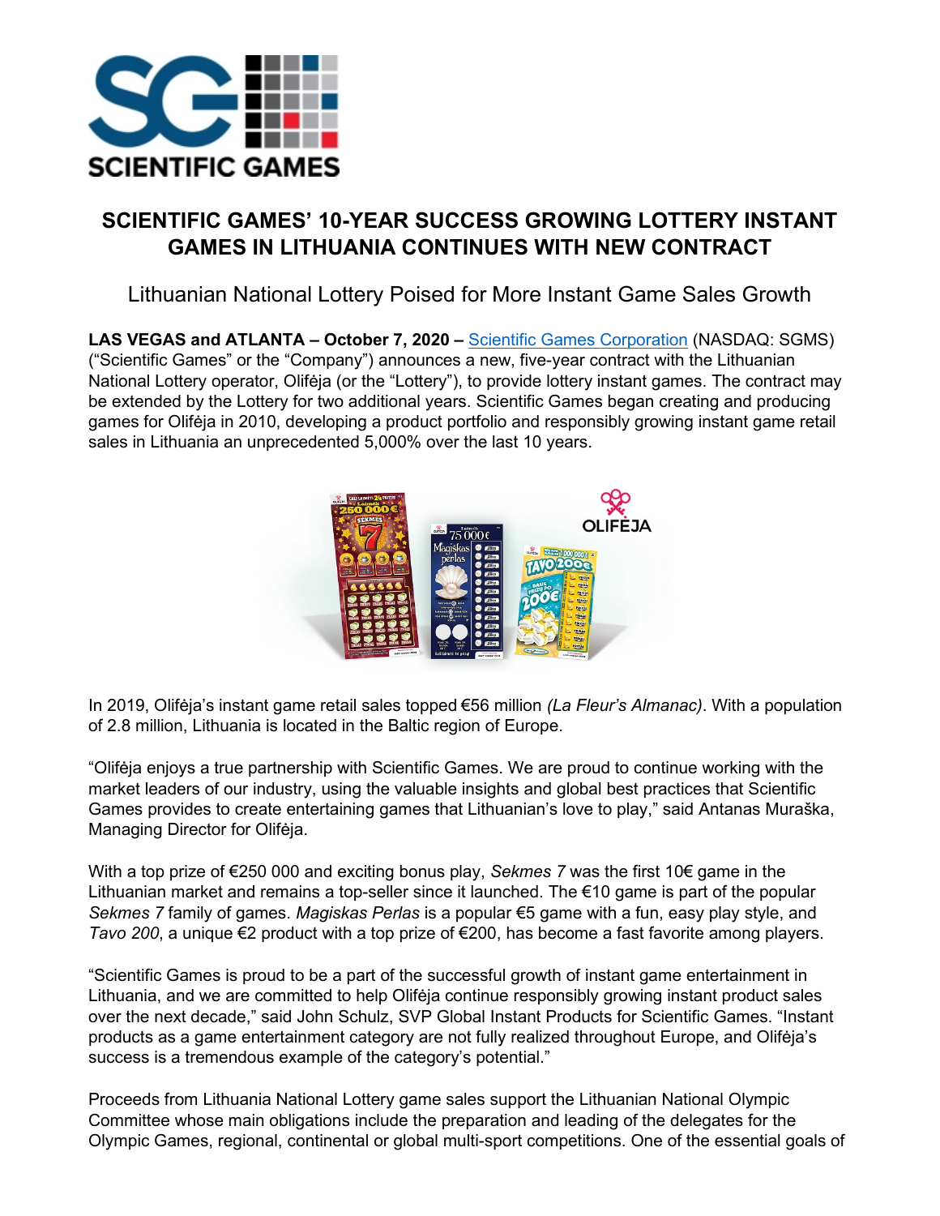# SCIENTIFIC GAMES' 10-YEAR SUCCESS GROWING LOTTERY INSTANT GAMES IN LITHUANIA CONTINUES WITH NEW CONTRACT

## Lithuanian National Lottery Poised for More Instant Game Sales Growth

**LAS VEGAS and ATLANTA – October 7, 2020 –** Scientific Games Corporation (NASDAQ: SGMS) ("Scientific Games" or the "Company") announces a new, five-year contract with the Lithuanian National Lottery operator, Olifėja (or the "Lottery"), to provide lottery instant games. The contract may be extended by the Lottery for two additional years. Scientific Games began creating and producing games for Olifėja in 2010, developing a product portfolio and responsibly growing instant game retail sales in Lithuania an unprecedented 5,000% over the last 10 years.

In 2019, Olifėja's instant game retail sales topped €56 million *(La Fleur's Almanac)*. With a population of 2.8 million, Lithuania is located in the Baltic region of Europe.

"Olifėja enjoys a true partnership with Scientific Games. We are proud to continue working with the market leaders of our industry, using the valuable insights and global best practices that Scientific Games provides to create entertaining games that Lithuanian's love to play," said Antanas Muraška, Managing Director for Olifėja.

With a top prize of €250 000 and exciting bonus play, *Sekmes 7* was the first 10€ game in the Lithuanian market and remains a top-seller since it launched. The €10 game is part of the popular *Sekmes 7* family of games. *Magiskas Perlas* is a popular €5 game with a fun, easy play style, and *Tavo 200*, a unique €2 product with a top prize of €200, has become a fast favorite among players.

"Scientific Games is proud to be a part of the successful growth of instant game entertainment in Lithuania, and we are committed to help Olifėja continue responsibly growing instant product sales over the next decade," said John Schulz, SVP Global Instant Products for Scientific Games. "Instant products as a game entertainment category are not fully realized throughout Europe, and Olifėja's success is a tremendous example of the category's potential."

Proceeds from Lithuania National Lottery game sales support the Lithuanian National Olympic Committee whose main obligations include the preparation and leading of the delegates for the Olympic Games, regional, continental or global multi-sport competitions. One of the essential goals of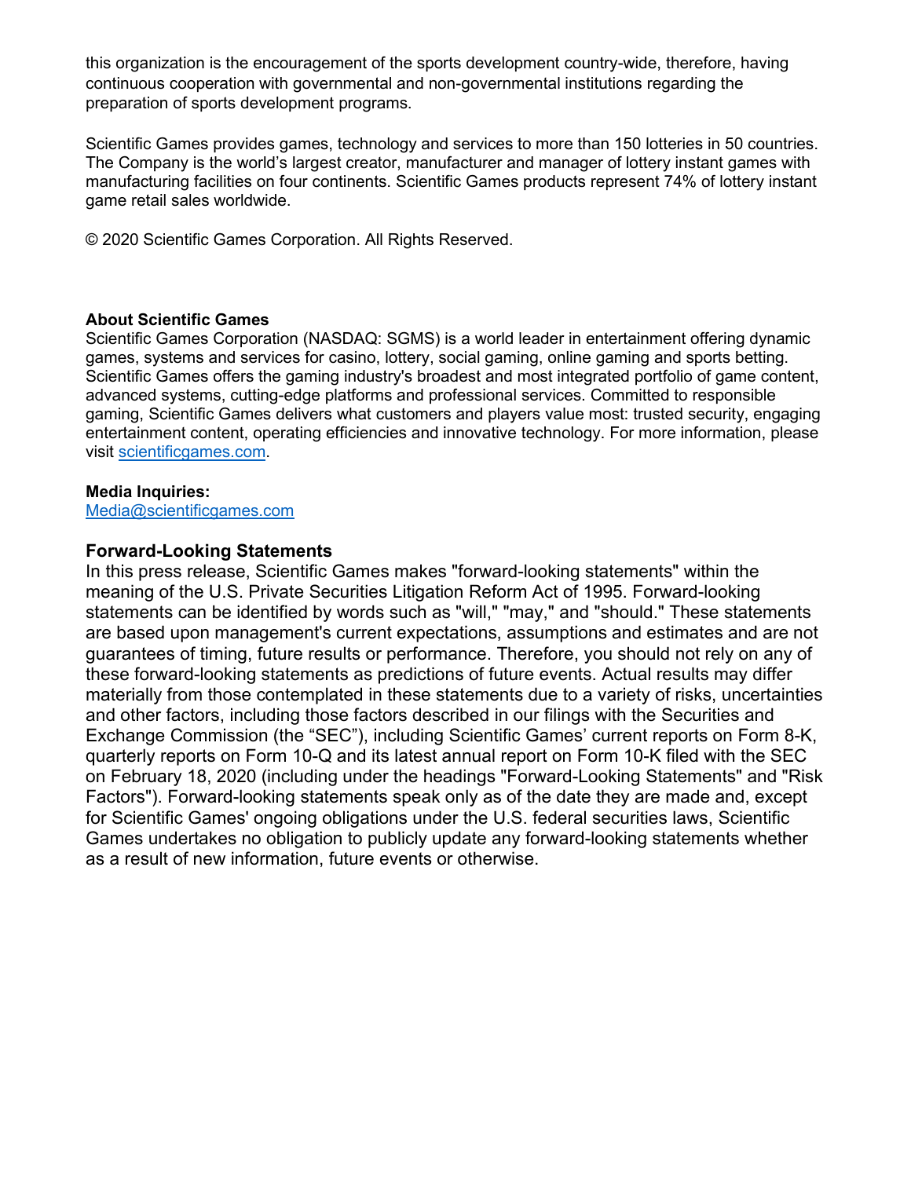this organization is the encouragement of the sports development country-wide, therefore, having continuous cooperation with governmental and non-governmental institutions regarding the preparation of sports development programs.

Scientific Games provides games, technology and services to more than 150 lotteries in 50 countries. The Company is the world's largest creator, manufacturer and manager of lottery instant games with manufacturing facilities on four continents. Scientific Games products represent 74% of lottery instant game retail sales worldwide.

© 2020 Scientific Games Corporation. All Rights Reserved.

**About Scientific Games**
Scientific Games Corporation (NASDAQ: SGMS) is a world leader in entertainment offering dynamic games, systems and services for casino, lottery, social gaming, online gaming and sports betting. Scientific Games offers the gaming industry's broadest and most integrated portfolio of game content, advanced systems, cutting-edge platforms and professional services. Committed to responsible gaming, Scientific Games delivers what customers and players value most: trusted security, engaging entertainment content, operating efficiencies and innovative technology. For more information, please visit [scientificgames.com](http://scientificgames.com).

**Media Inquiries:**
[Media@scientificgames.com](mailto:Media@scientificgames.com)

### Forward-Looking Statements

In this press release, Scientific Games makes "forward-looking statements" within the meaning of the U.S. Private Securities Litigation Reform Act of 1995. Forward-looking statements can be identified by words such as "will," "may," and "should." These statements are based upon management's current expectations, assumptions and estimates and are not guarantees of timing, future results or performance. Therefore, you should not rely on any of these forward-looking statements as predictions of future events. Actual results may differ materially from those contemplated in these statements due to a variety of risks, uncertainties and other factors, including those factors described in our filings with the Securities and Exchange Commission (the "SEC"), including Scientific Games' current reports on Form 8-K, quarterly reports on Form 10-Q and its latest annual report on Form 10-K filed with the SEC on February 18, 2020 (including under the headings "Forward-Looking Statements" and "Risk Factors"). Forward-looking statements speak only as of the date they are made and, except for Scientific Games' ongoing obligations under the U.S. federal securities laws, Scientific Games undertakes no obligation to publicly update any forward-looking statements whether as a result of new information, future events or otherwise.